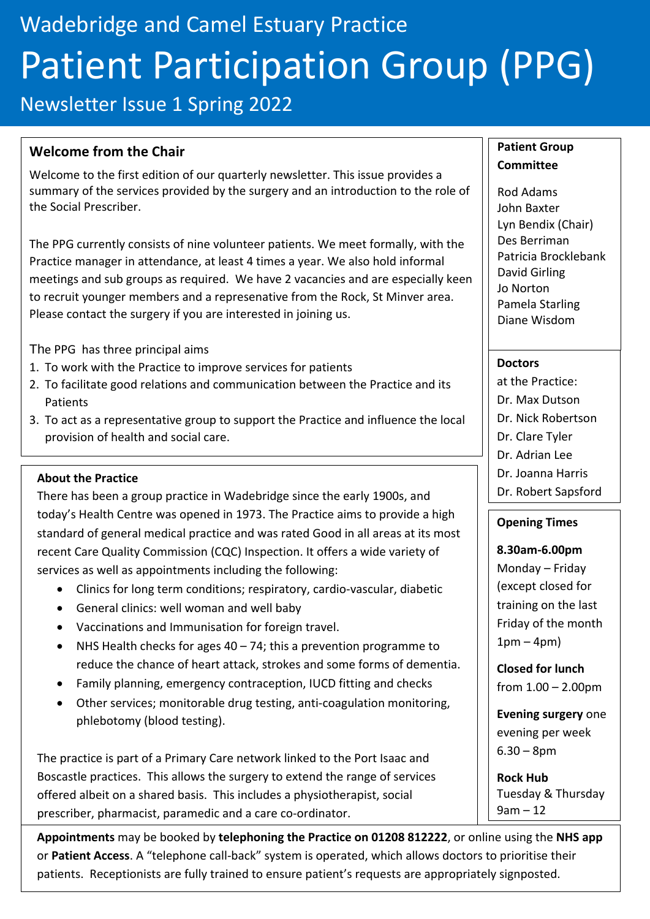Wadebridge and Camel Estuary Practice

# Patient Participation Group (PPG)

Newsletter Issue 1 Spring 2022

## Welcome from the Chair

Welcome to the first edition of our quarterly newsletter. This issue provides a summary of the services provided by the surgery and an introduction to the role of the Social Prescriber.

The PPG currently consists of nine volunteer patients. We meet formally, with the Practice manager in attendance, at least 4 times a year. We also hold informal meetings and sub groups as required. We have 2 vacancies and are especially keen to recruit younger members and a represenative from the Rock, St Minver area. Please contact the surgery if you are interested in joining us.

The PPG has three principal aims

1. To work with the Practice to improve services for patients
2. To facilitate good relations and communication between the Practice and its Patients
3. To act as a representative group to support the Practice and influence the local provision of health and social care.

## About the Practice

There has been a group practice in Wadebridge since the early 1900s, and today's Health Centre was opened in 1973. The Practice aims to provide a high standard of general medical practice and was rated Good in all areas at its most recent Care Quality Commission (CQC) Inspection. It offers a wide variety of services as well as appointments including the following:

- Clinics for long term conditions; respiratory, cardio-vascular, diabetic
- General clinics: well woman and well baby
- Vaccinations and Immunisation for foreign travel.
- NHS Health checks for ages 40 – 74; this a prevention programme to reduce the chance of heart attack, strokes and some forms of dementia.
- Family planning, emergency contraception, IUCD fitting and checks
- Other services; monitorable drug testing, anti-coagulation monitoring, phlebotomy (blood testing).

The practice is part of a Primary Care network linked to the Port Isaac and Boscastle practices. This allows the surgery to extend the range of services offered albeit on a shared basis. This includes a physiotherapist, social prescriber, pharmacist, paramedic and a care co-ordinator.

### Patient Group Committee

Rod Adams
John Baxter
Lyn Bendix (Chair)
Des Berriman
Patricia Brocklebank
David Girling
Jo Norton
Pamela Starling
Diane Wisdom

### Doctors

at the Practice:
Dr. Max Dutson
Dr. Nick Robertson
Dr. Clare Tyler
Dr. Adrian Lee
Dr. Joanna Harris
Dr. Robert Sapsford

### Opening Times

**8.30am-6.00pm**
Monday – Friday (except closed for training on the last Friday of the month 1pm – 4pm)

**Closed for lunch**
from 1.00 – 2.00pm

**Evening surgery** one evening per week 6.30 – 8pm

**Rock Hub**
Tuesday & Thursday
9am – 12

**Appointments** may be booked by **telephoning the Practice on 01208 812222**, or online using the **NHS app** or **Patient Access**. A "telephone call-back" system is operated, which allows doctors to prioritise their patients. Receptionists are fully trained to ensure patient's requests are appropriately signposted.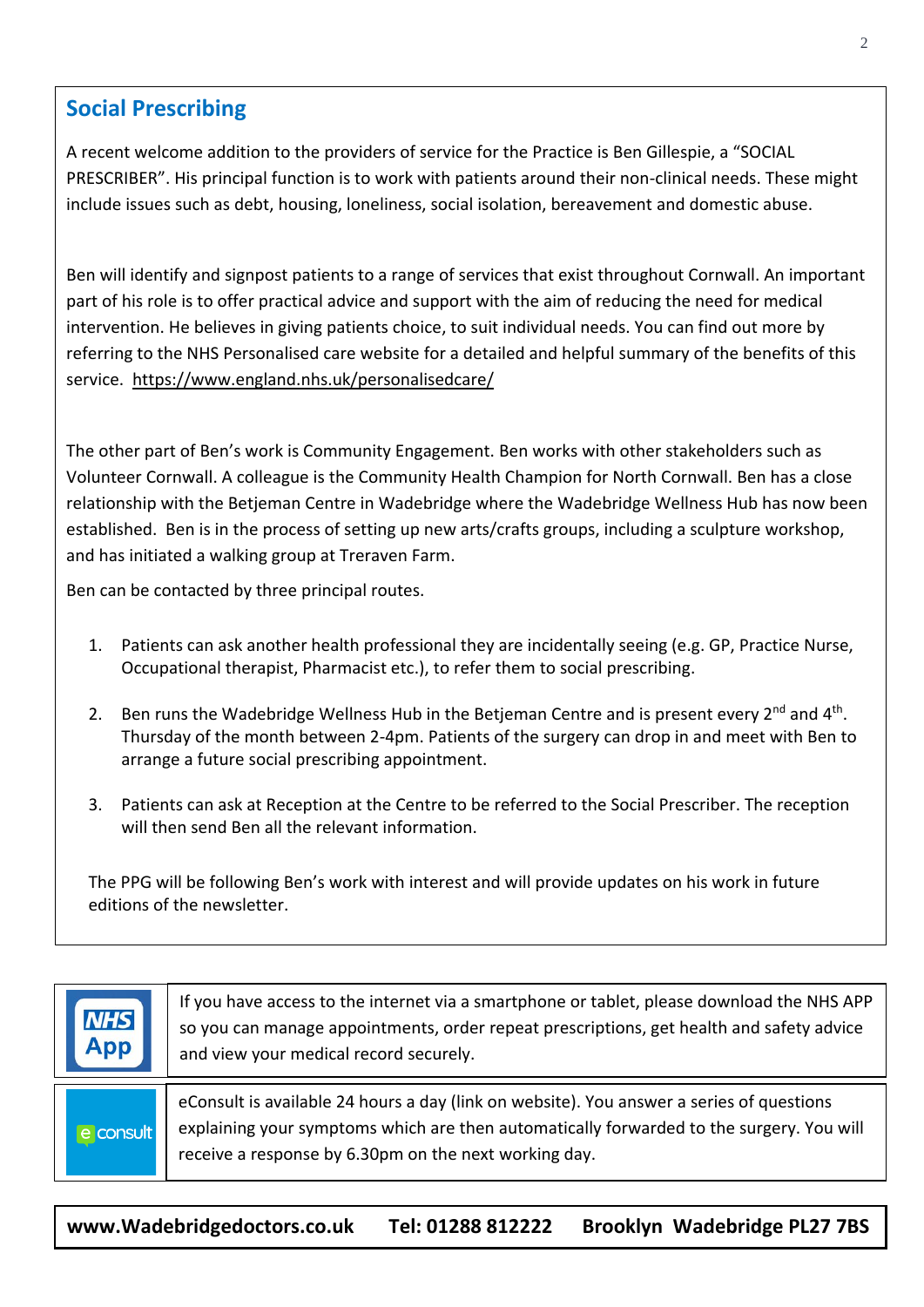## Social Prescribing

A recent welcome addition to the providers of service for the Practice is Ben Gillespie, a "SOCIAL PRESCRIBER". His principal function is to work with patients around their non-clinical needs. These might include issues such as debt, housing, loneliness, social isolation, bereavement and domestic abuse.

Ben will identify and signpost patients to a range of services that exist throughout Cornwall. An important part of his role is to offer practical advice and support with the aim of reducing the need for medical intervention. He believes in giving patients choice, to suit individual needs. You can find out more by referring to the NHS Personalised care website for a detailed and helpful summary of the benefits of this service. https://www.england.nhs.uk/personalisedcare/

The other part of Ben's work is Community Engagement. Ben works with other stakeholders such as Volunteer Cornwall. A colleague is the Community Health Champion for North Cornwall. Ben has a close relationship with the Betjeman Centre in Wadebridge where the Wadebridge Wellness Hub has now been established. Ben is in the process of setting up new arts/crafts groups, including a sculpture workshop, and has initiated a walking group at Treraven Farm.

Ben can be contacted by three principal routes.

1. Patients can ask another health professional they are incidentally seeing (e.g. GP, Practice Nurse, Occupational therapist, Pharmacist etc.), to refer them to social prescribing.
2. Ben runs the Wadebridge Wellness Hub in the Betjeman Centre and is present every 2nd and 4th. Thursday of the month between 2-4pm. Patients of the surgery can drop in and meet with Ben to arrange a future social prescribing appointment.
3. Patients can ask at Reception at the Centre to be referred to the Social Prescriber. The reception will then send Ben all the relevant information.

The PPG will be following Ben's work with interest and will provide updates on his work in future editions of the newsletter.

| | |
|---|---|
| NHS App | If you have access to the internet via a smartphone or tablet, please download the NHS APP so you can manage appointments, order repeat prescriptions, get health and safety advice and view your medical record securely. |
| e consult | eConsult is available 24 hours a day (link on website). You answer a series of questions explaining your symptoms which are then automatically forwarded to the surgery. You will receive a response by 6.30pm on the next working day. |

**www.Wadebridgedoctors.co.uk     Tel: 01288 812222     Brooklyn  Wadebridge PL27 7BS**